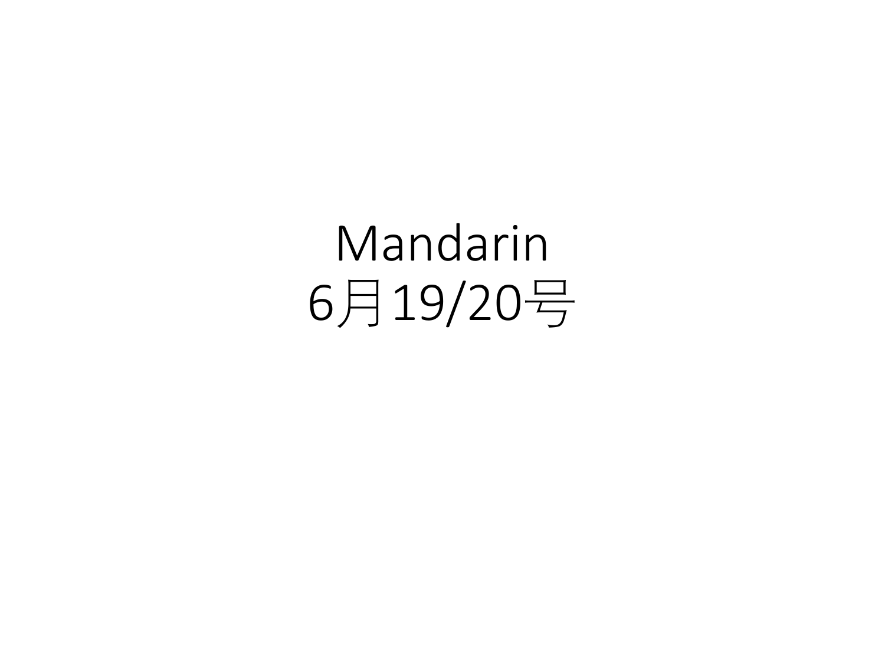# Mandarin
# 6月19/20号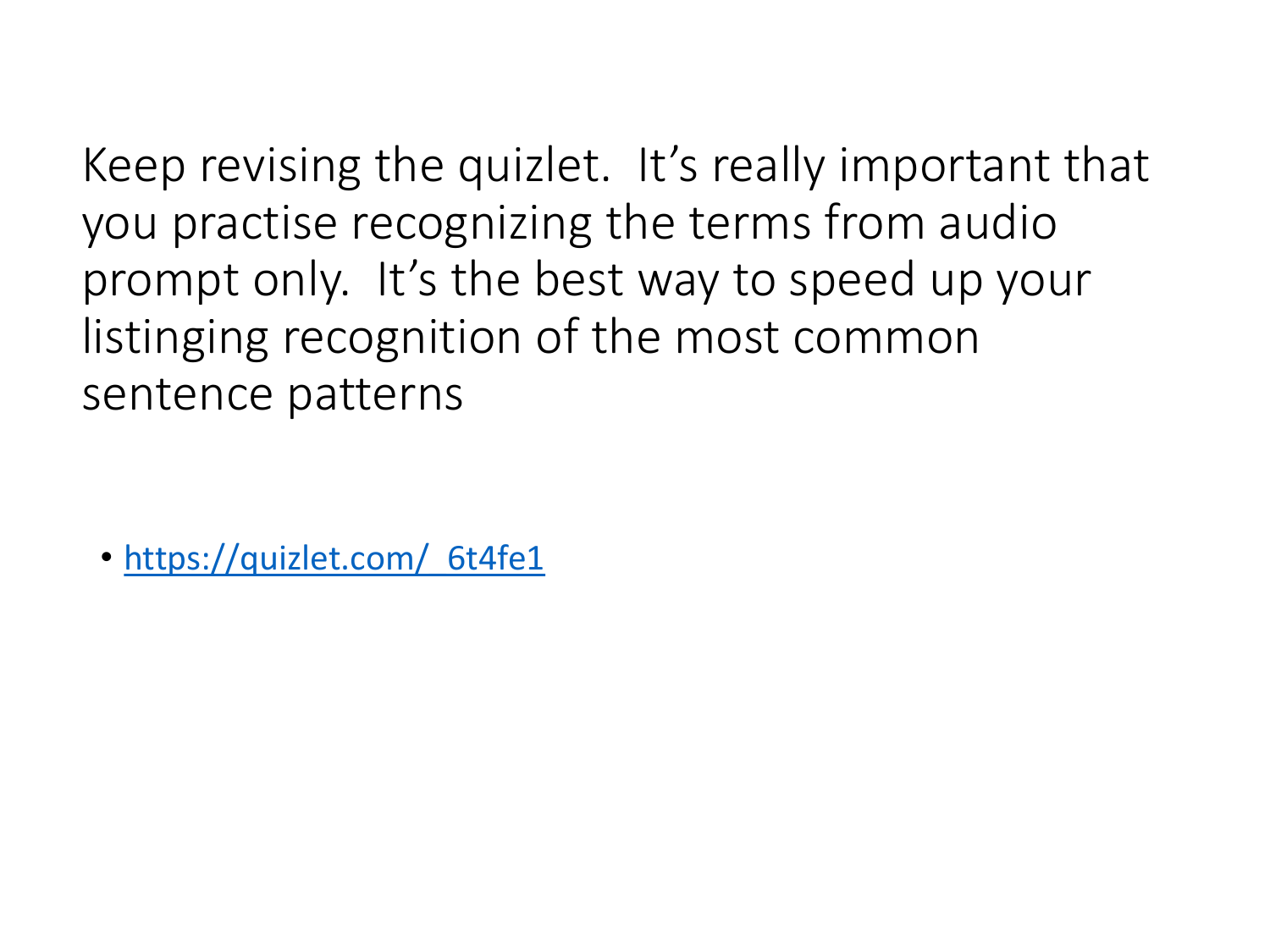Keep revising the quizlet.  It's really important that you practise recognizing the terms from audio prompt only.  It's the best way to speed up your listinging recognition of the most common sentence patterns

- https://quizlet.com/_6t4fe1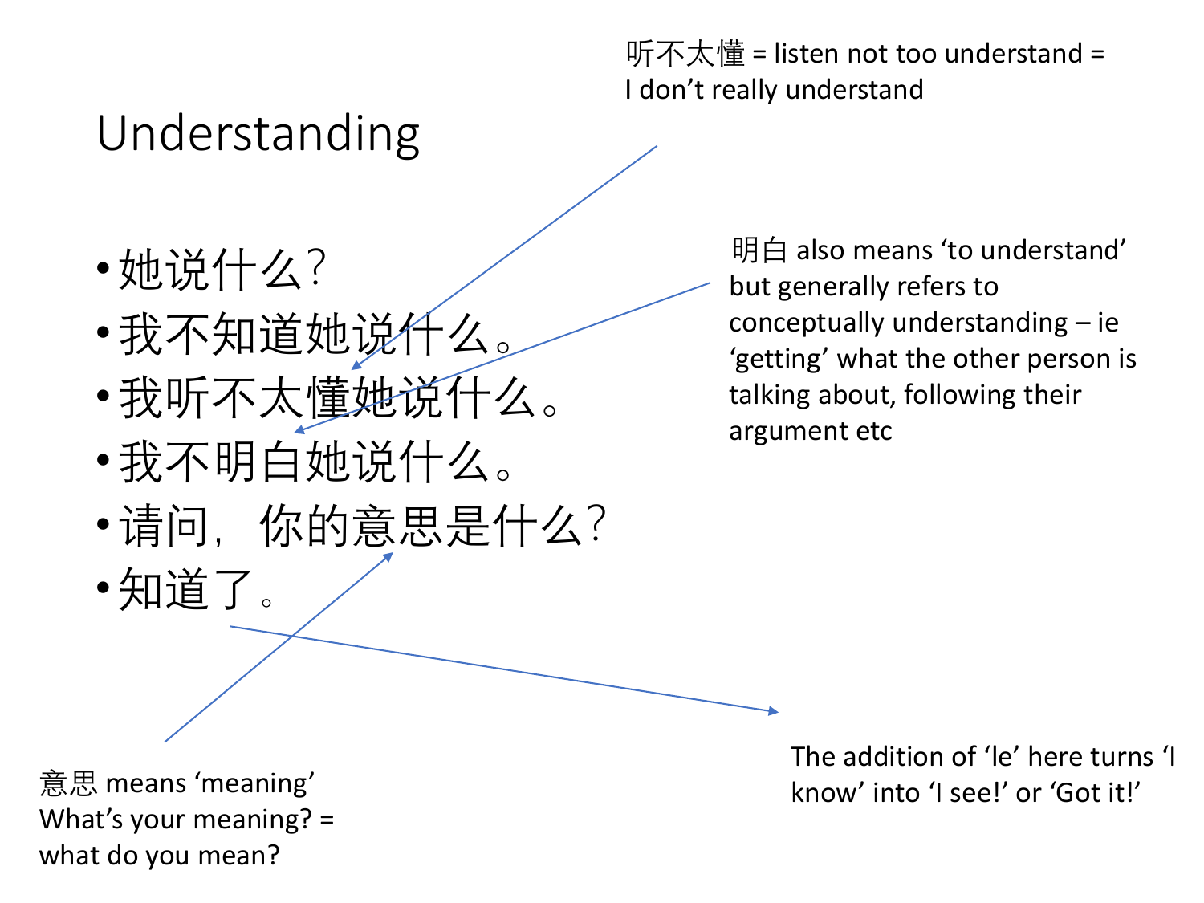# Understanding

- 她说什么?
- 我不知道她说什么。
- 我听不太懂她说什么。
- 我不明白她说什么。
- 请问，你的意思是什么?
- 知道了。

听不太懂 = listen not too understand = I don’t really understand

明白 also means ‘to understand’ but generally refers to conceptually understanding – ie ‘getting’ what the other person is talking about, following their argument etc

意思 means ‘meaning’
What’s your meaning? = what do you mean?

The addition of ‘le’ here turns ‘I know’ into ‘I see!’ or ‘Got it!’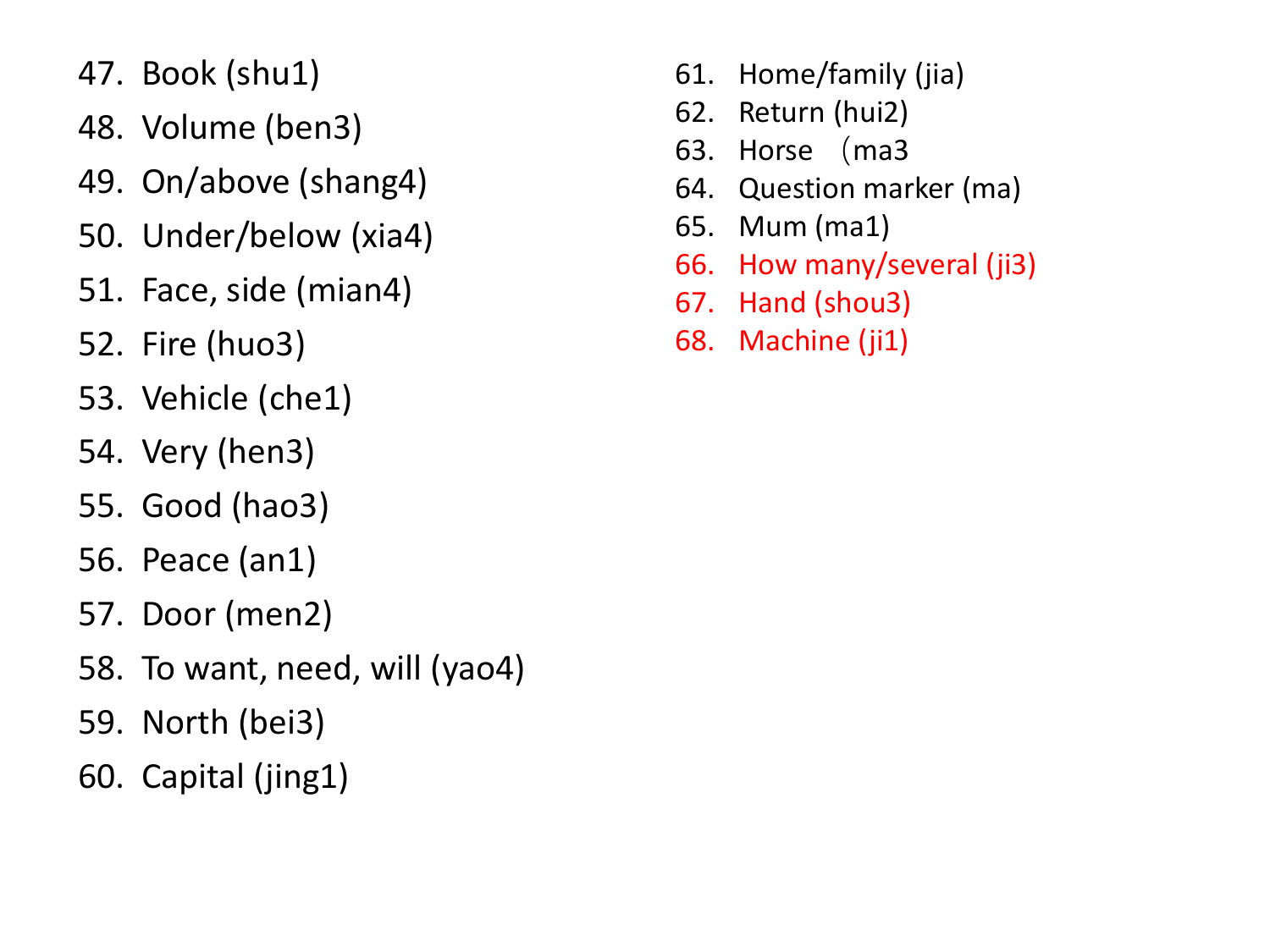47. Book (shu1)
48. Volume (ben3)
49. On/above (shang4)
50. Under/below (xia4)
51. Face, side (mian4)
52. Fire (huo3)
53. Vehicle (che1)
54. Very (hen3)
55. Good (hao3)
56. Peace (an1)
57. Door (men2)
58. To want, need, will (yao4)
59. North (bei3)
60. Capital (jing1)
61. Home/family (jia)
62. Return (hui2)
63. Horse （ma3
64. Question marker (ma)
65. Mum (ma1)
66. How many/several (ji3)
67. Hand (shou3)
68. Machine (ji1)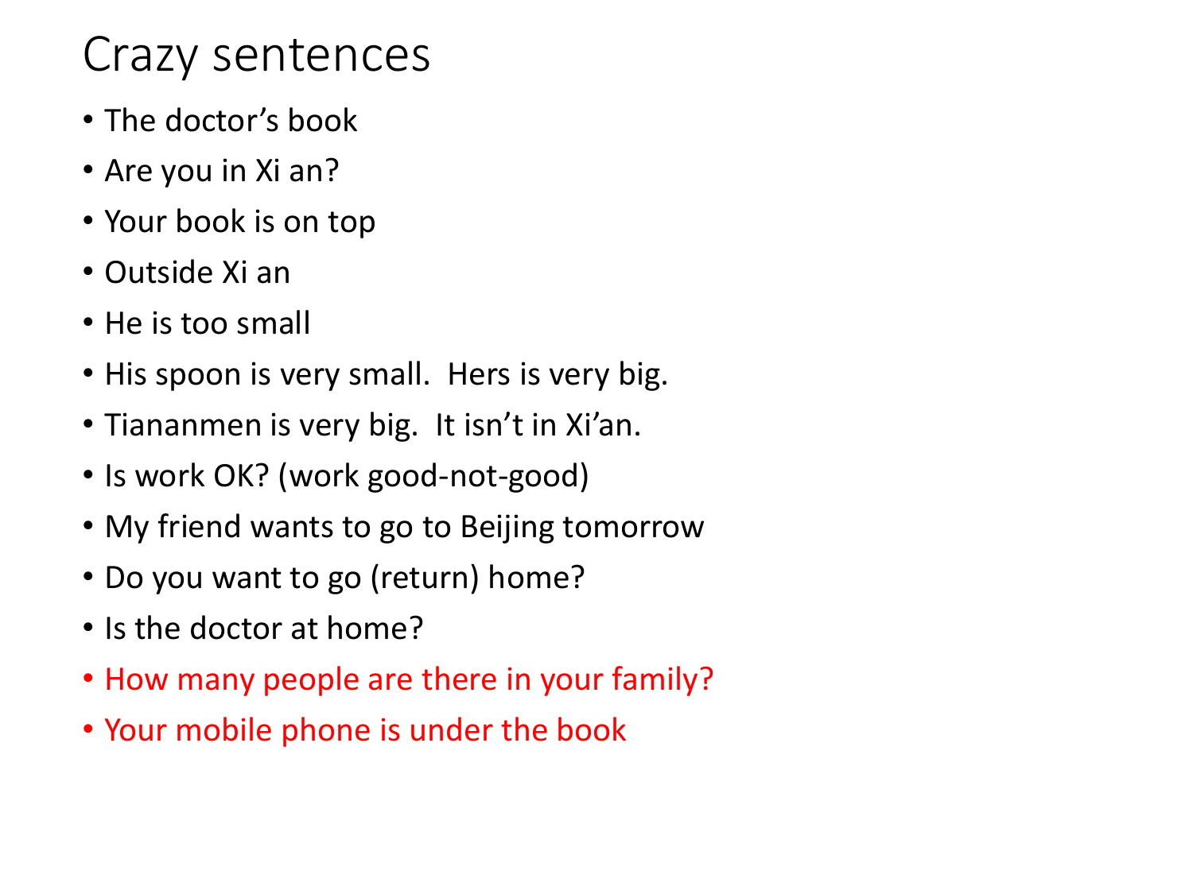# Crazy sentences

- The doctor's book
- Are you in Xi an?
- Your book is on top
- Outside Xi an
- He is too small
- His spoon is very small.  Hers is very big.
- Tiananmen is very big.  It isn't in Xi'an.
- Is work OK? (work good-not-good)
- My friend wants to go to Beijing tomorrow
- Do you want to go (return) home?
- Is the doctor at home?
- How many people are there in your family?
- Your mobile phone is under the book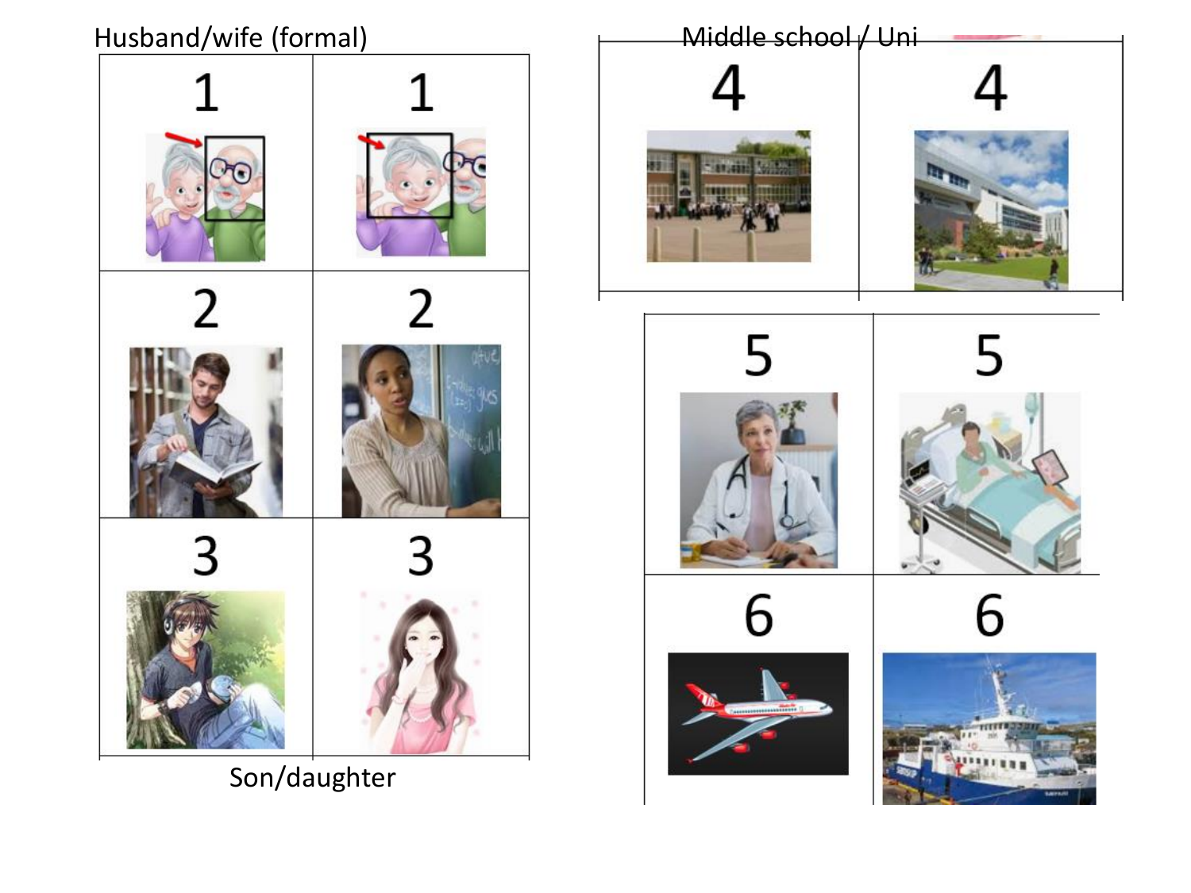Husband/wife (formal)

| 1 | 1 |
| --- | --- |
| 2 | 2 |
| 3 | 3 |

Son/daughter

Middle school / Uni

| 4 | 4 |
| --- | --- |

| 5 | 5 |
| --- | --- |
| 6 | 6 |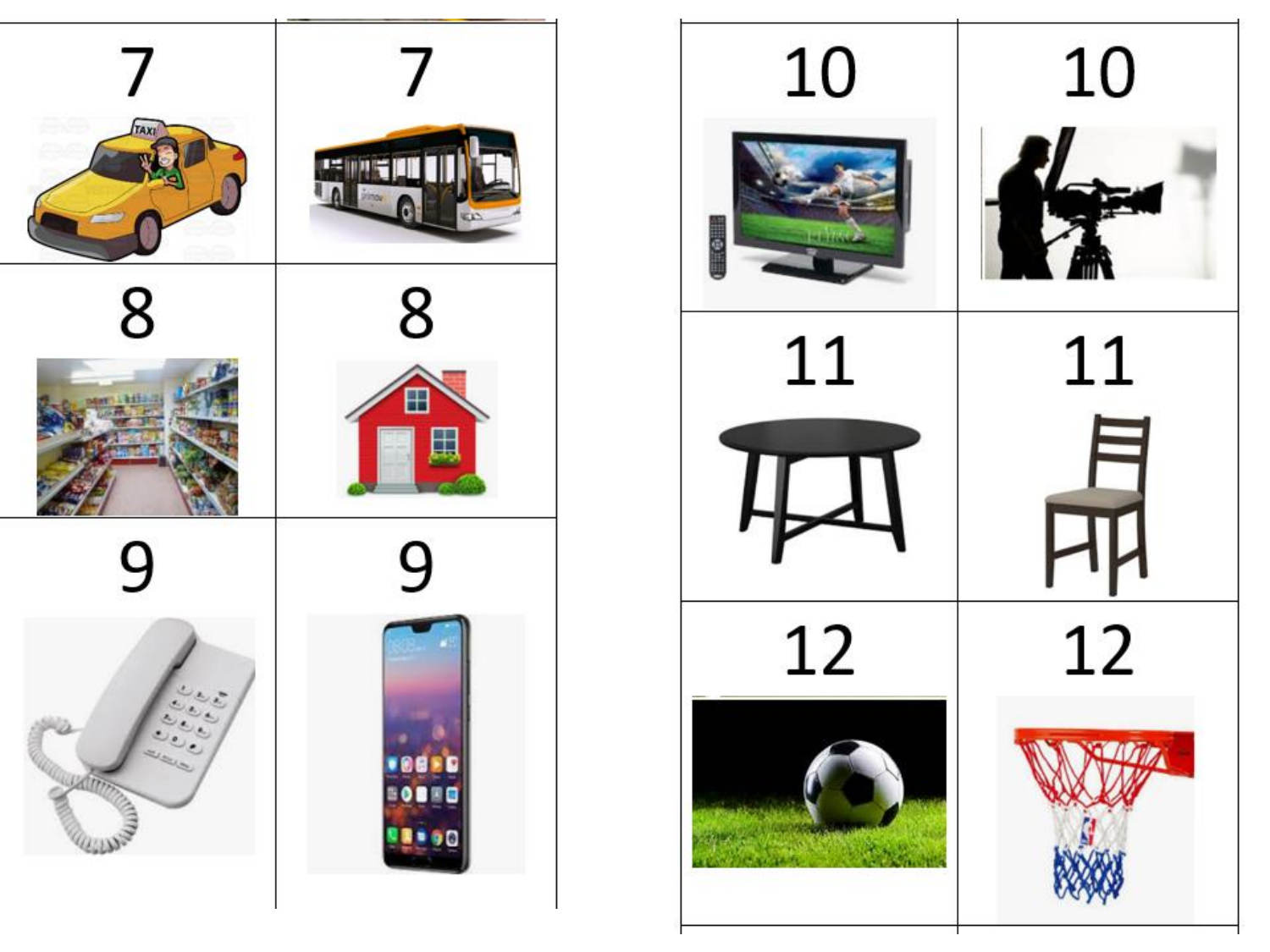| 7 | 7 |
|---|---|
| 8 | 8 |
| 9 | 9 |

| 10 | 10 |
|---|---|
| 11 | 11 |
| 12 | 12 |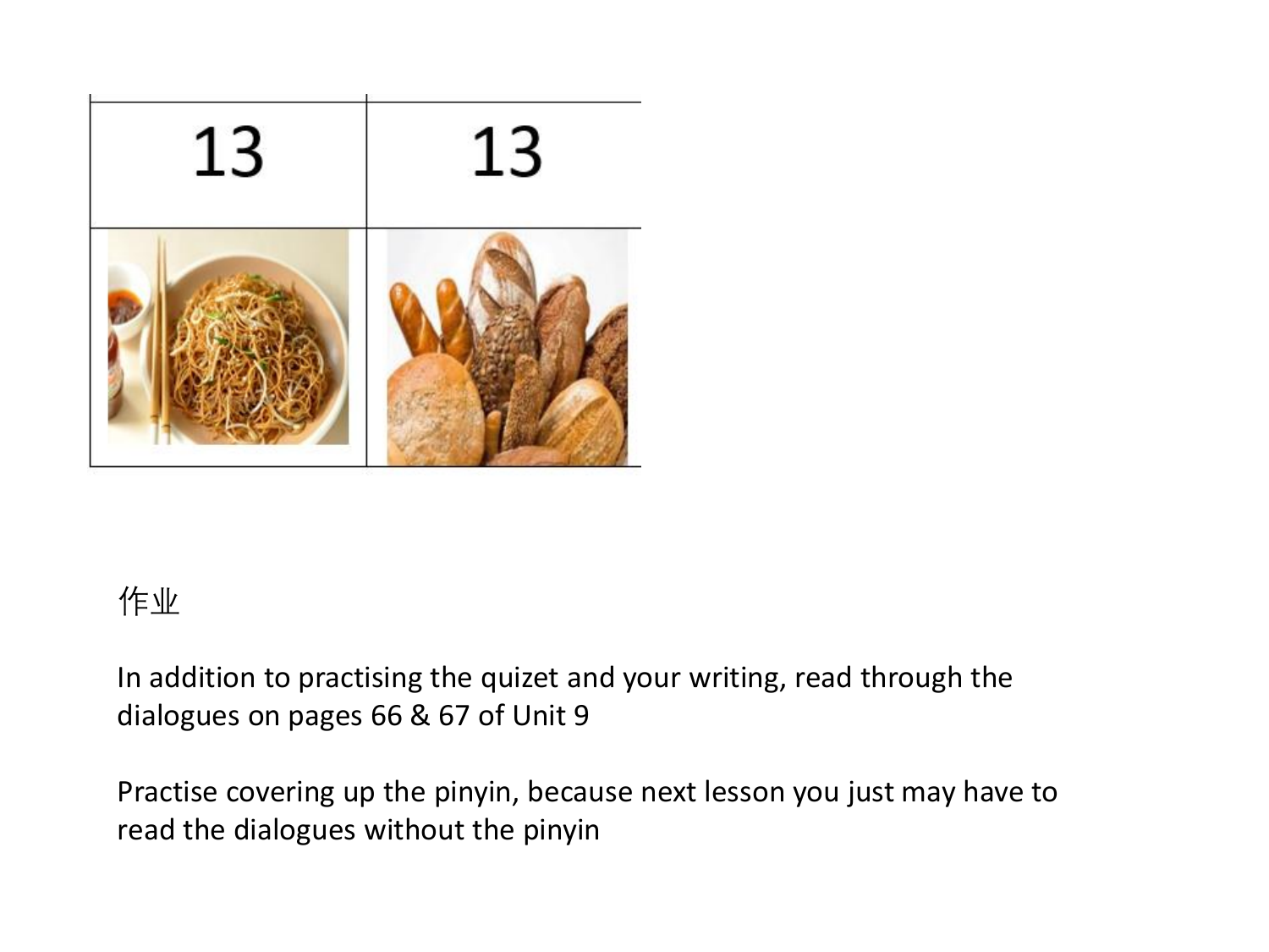| | |
|---|---|
| 13 | 13 |
| | |

作业

In addition to practising the quizet and your writing, read through the dialogues on pages 66 & 67 of Unit 9

Practise covering up the pinyin, because next lesson you just may have to read the dialogues without the pinyin